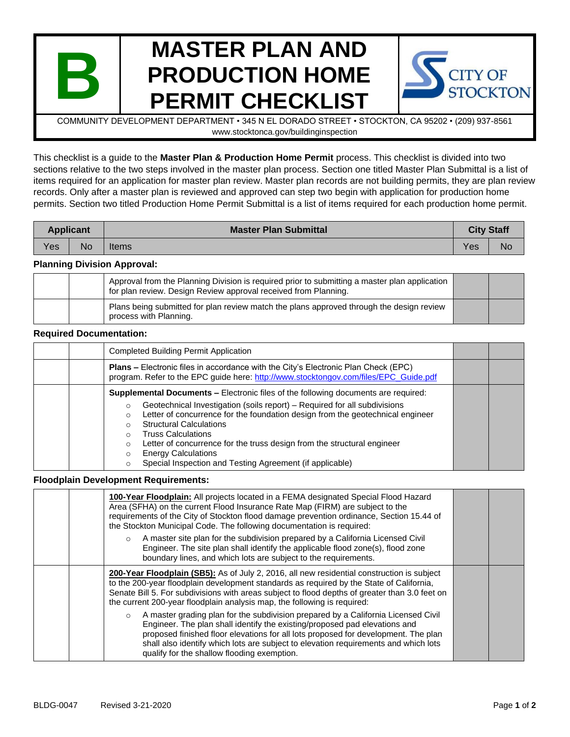# B — MASTER PLAN AND PRODUCTION HOME PERMIT CHECKLIST

CITY OF STOCKTON

COMMUNITY DEVELOPMENT DEPARTMENT • 345 N EL DORADO STREET • STOCKTON, CA 95202 • (209) 937-8561
www.stocktonca.gov/buildinginspection

This checklist is a guide to the **Master Plan & Production Home Permit** process. This checklist is divided into two sections relative to the two steps involved in the master plan process. Section one titled Master Plan Submittal is a list of items required for an application for master plan review. Master plan records are not building permits, they are plan review records. Only after a master plan is reviewed and approved can step two begin with application for production home permits. Section two titled Production Home Permit Submittal is a list of items required for each production home permit.

| Applicant | | Master Plan Submittal | City Staff | |
|---|---|---|---|---|
| Yes | No | Items | Yes | No |
| | | **Planning Division Approval:** | | |
| | | Approval from the Planning Division is required prior to submitting a master plan application for plan review. Design Review approval received from Planning. | | |
| | | Plans being submitted for plan review match the plans approved through the design review process with Planning. | | |
| | | **Required Documentation:** | | |
| | | Completed Building Permit Application | | |
| | | **Plans –** Electronic files in accordance with the City's Electronic Plan Check (EPC) program. Refer to the EPC guide here: [http://www.stocktongov.com/files/EPC_Guide.pdf](http://www.stocktongov.com/files/EPC_Guide.pdf) | | |
| | | **Supplemental Documents –** Electronic files of the following documents are required:<br>○ Geotechnical Investigation (soils report) – Required for all subdivisions<br>○ Letter of concurrence for the foundation design from the geotechnical engineer<br>○ Structural Calculations<br>○ Truss Calculations<br>○ Letter of concurrence for the truss design from the structural engineer<br>○ Energy Calculations<br>○ Special Inspection and Testing Agreement (if applicable) | | |
| | | **Floodplain Development Requirements:** | | |
| | | **100-Year Floodplain:** All projects located in a FEMA designated Special Flood Hazard Area (SFHA) on the current Flood Insurance Rate Map (FIRM) are subject to the requirements of the City of Stockton flood damage prevention ordinance, Section 15.44 of the Stockton Municipal Code. The following documentation is required:<br>○ A master site plan for the subdivision prepared by a California Licensed Civil Engineer. The site plan shall identify the applicable flood zone(s), flood zone boundary lines, and which lots are subject to the requirements. | | |
| | | **200-Year Floodplain (SB5):** As of July 2, 2016, all new residential construction is subject to the 200-year floodplain development standards as required by the State of California, Senate Bill 5. For subdivisions with areas subject to flood depths of greater than 3.0 feet on the current 200-year floodplain analysis map, the following is required:<br>○ A master grading plan for the subdivision prepared by a California Licensed Civil Engineer. The plan shall identify the existing/proposed pad elevations and proposed finished floor elevations for all lots proposed for development. The plan shall also identify which lots are subject to elevation requirements and which lots qualify for the shallow flooding exemption. | | |

BLDG-0047 Revised 3-21-2020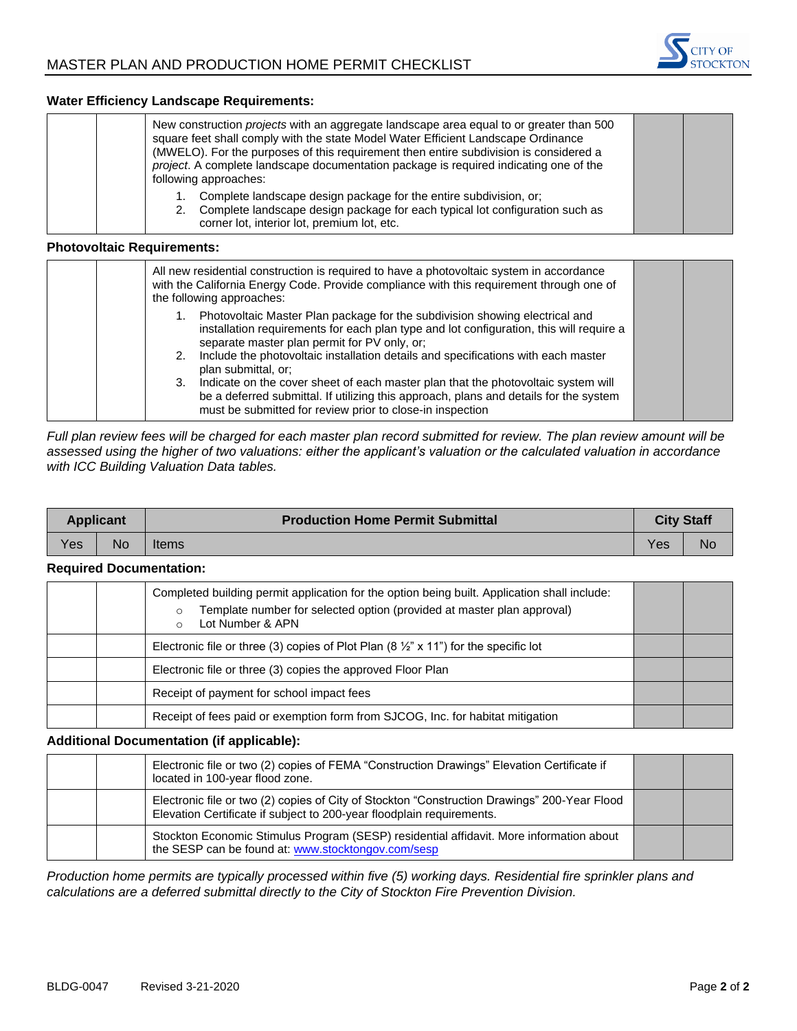### Water Efficiency Landscape Requirements:

| | | | | |
|---|---|---|---|---|
| | | New construction *projects* with an aggregate landscape area equal to or greater than 500 square feet shall comply with the state Model Water Efficient Landscape Ordinance (MWELO). For the purposes of this requirement then entire subdivision is considered a *project*. A complete landscape documentation package is required indicating one of the following approaches:<br>1. Complete landscape design package for the entire subdivision, or;<br>2. Complete landscape design package for each typical lot configuration such as corner lot, interior lot, premium lot, etc. | | |

### Photovoltaic Requirements:

| | | | | |
|---|---|---|---|---|
| | | All new residential construction is required to have a photovoltaic system in accordance with the California Energy Code. Provide compliance with this requirement through one of the following approaches:<br>1. Photovoltaic Master Plan package for the subdivision showing electrical and installation requirements for each plan type and lot configuration, this will require a separate master plan permit for PV only, or;<br>2. Include the photovoltaic installation details and specifications with each master plan submittal, or;<br>3. Indicate on the cover sheet of each master plan that the photovoltaic system will be a deferred submittal. If utilizing this approach, plans and details for the system must be submitted for review prior to close-in inspection | | |

*Full plan review fees will be charged for each master plan record submitted for review. The plan review amount will be assessed using the higher of two valuations: either the applicant's valuation or the calculated valuation in accordance with ICC Building Valuation Data tables.*

| Applicant | | Production Home Permit Submittal | City Staff | |
|---|---|---|---|---|
| Yes | No | Items | Yes | No |

### Required Documentation:

| | | | | |
|---|---|---|---|---|
| | | Completed building permit application for the option being built. Application shall include:<br>○ Template number for selected option (provided at master plan approval)<br>○ Lot Number & APN | | |
| | | Electronic file or three (3) copies of Plot Plan (8 ½" x 11") for the specific lot | | |
| | | Electronic file or three (3) copies the approved Floor Plan | | |
| | | Receipt of payment for school impact fees | | |
| | | Receipt of fees paid or exemption form from SJCOG, Inc. for habitat mitigation | | |

### Additional Documentation (if applicable):

| | | | | |
|---|---|---|---|---|
| | | Electronic file or two (2) copies of FEMA "Construction Drawings" Elevation Certificate if located in 100-year flood zone. | | |
| | | Electronic file or two (2) copies of City of Stockton "Construction Drawings" 200-Year Flood Elevation Certificate if subject to 200-year floodplain requirements. | | |
| | | Stockton Economic Stimulus Program (SESP) residential affidavit. More information about the SESP can be found at: www.stocktongov.com/sesp | | |

*Production home permits are typically processed within five (5) working days. Residential fire sprinkler plans and calculations are a deferred submittal directly to the City of Stockton Fire Prevention Division.*

BLDG-0047 Revised 3-21-2020